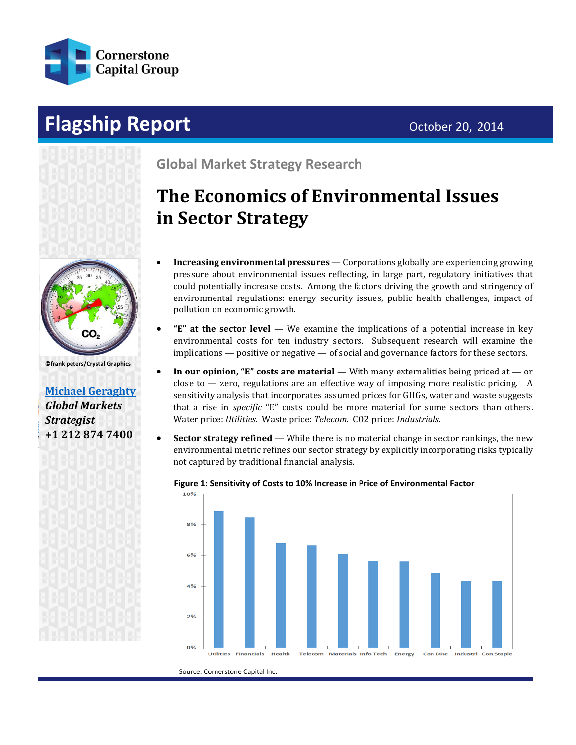Cornerstone Capital Group

# Flagship Report

October 20, 2014

©frank peters/Crystal Graphics

**Michael Geraghty**
***Global Markets Strategist***
**+1 212 874 7400**

## Global Market Strategy Research

# The Economics of Environmental Issues in Sector Strategy

- **Increasing environmental pressures** — Corporations globally are experiencing growing pressure about environmental issues reflecting, in large part, regulatory initiatives that could potentially increase costs. Among the factors driving the growth and stringency of environmental regulations: energy security issues, public health challenges, impact of pollution on economic growth.
- **"E" at the sector level** — We examine the implications of a potential increase in key environmental costs for ten industry sectors. Subsequent research will examine the implications — positive or negative — of social and governance factors for these sectors.
- **In our opinion, "E" costs are material** — With many externalities being priced at — or close to — zero, regulations are an effective way of imposing more realistic pricing. A sensitivity analysis that incorporates assumed prices for GHGs, water and waste suggests that a rise in *specific* "E" costs could be more material for some sectors than others. Water price: *Utilities.* Waste price: *Telecom.* CO2 price: *Industrials.*
- **Sector strategy refined** — While there is no material change in sector rankings, the new environmental metric refines our sector strategy by explicitly incorporating risks typically not captured by traditional financial analysis.

**Figure 1: Sensitivity of Costs to 10% Increase in Price of Environmental Factor**

| Sector | Sensitivity (approx.) |
| --- | --- |
| Utilities | 8.9% |
| Financials | 8.5% |
| Health | 6.8% |
| Telecom | 6.6% |
| Materials | 6.1% |
| Info Tech | 5.6% |
| Energy | 5.6% |
| Con Disc | 4.8% |
| Industrl | 4.3% |
| Con Staple | 4.3% |

Source: Cornerstone Capital Inc.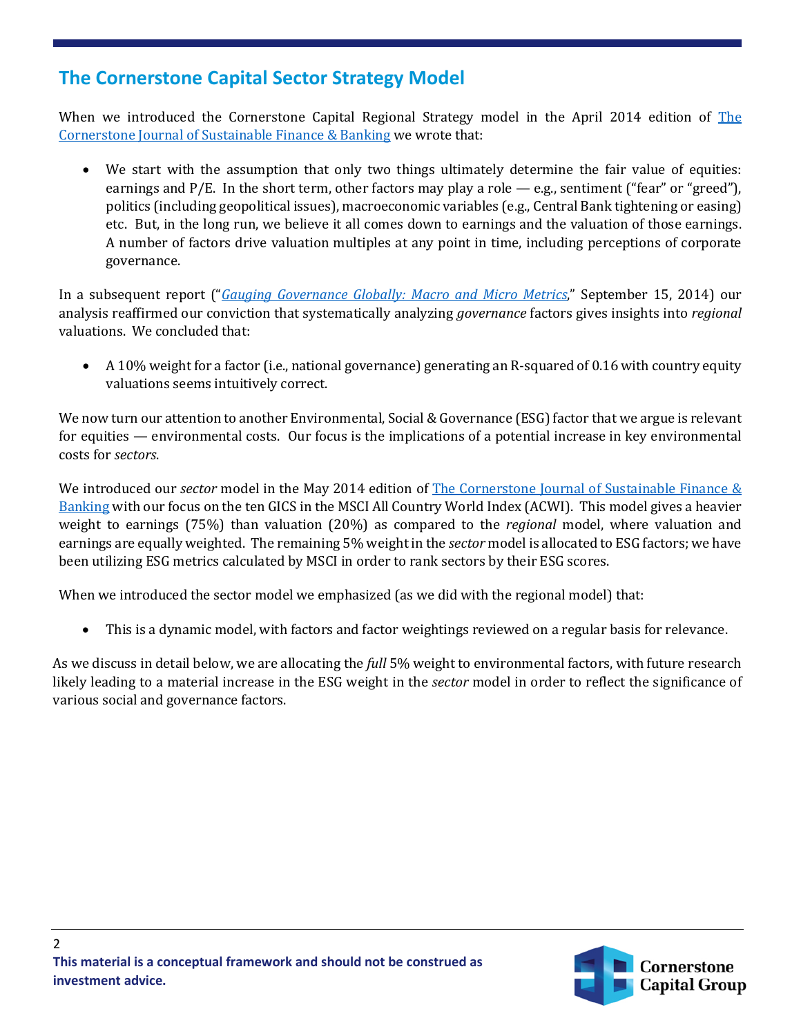## The Cornerstone Capital Sector Strategy Model

When we introduced the Cornerstone Capital Regional Strategy model in the April 2014 edition of [The Cornerstone Journal of Sustainable Finance & Banking] we wrote that:

- We start with the assumption that only two things ultimately determine the fair value of equities: earnings and P/E. In the short term, other factors may play a role — e.g., sentiment ("fear" or "greed"), politics (including geopolitical issues), macroeconomic variables (e.g., Central Bank tightening or easing) etc. But, in the long run, we believe it all comes down to earnings and the valuation of those earnings. A number of factors drive valuation multiples at any point in time, including perceptions of corporate governance.

In a subsequent report ("*Gauging Governance Globally: Macro and Micro Metrics*," September 15, 2014) our analysis reaffirmed our conviction that systematically analyzing *governance* factors gives insights into *regional* valuations. We concluded that:

- A 10% weight for a factor (i.e., national governance) generating an R-squared of 0.16 with country equity valuations seems intuitively correct.

We now turn our attention to another Environmental, Social & Governance (ESG) factor that we argue is relevant for equities — environmental costs. Our focus is the implications of a potential increase in key environmental costs for *sectors*.

We introduced our *sector* model in the May 2014 edition of The Cornerstone Journal of Sustainable Finance & Banking with our focus on the ten GICS in the MSCI All Country World Index (ACWI). This model gives a heavier weight to earnings (75%) than valuation (20%) as compared to the *regional* model, where valuation and earnings are equally weighted. The remaining 5% weight in the *sector* model is allocated to ESG factors; we have been utilizing ESG metrics calculated by MSCI in order to rank sectors by their ESG scores.

When we introduced the sector model we emphasized (as we did with the regional model) that:

- This is a dynamic model, with factors and factor weightings reviewed on a regular basis for relevance.

As we discuss in detail below, we are allocating the *full* 5% weight to environmental factors, with future research likely leading to a material increase in the ESG weight in the *sector* model in order to reflect the significance of various social and governance factors.

**This material is a conceptual framework and should not be construed as investment advice.**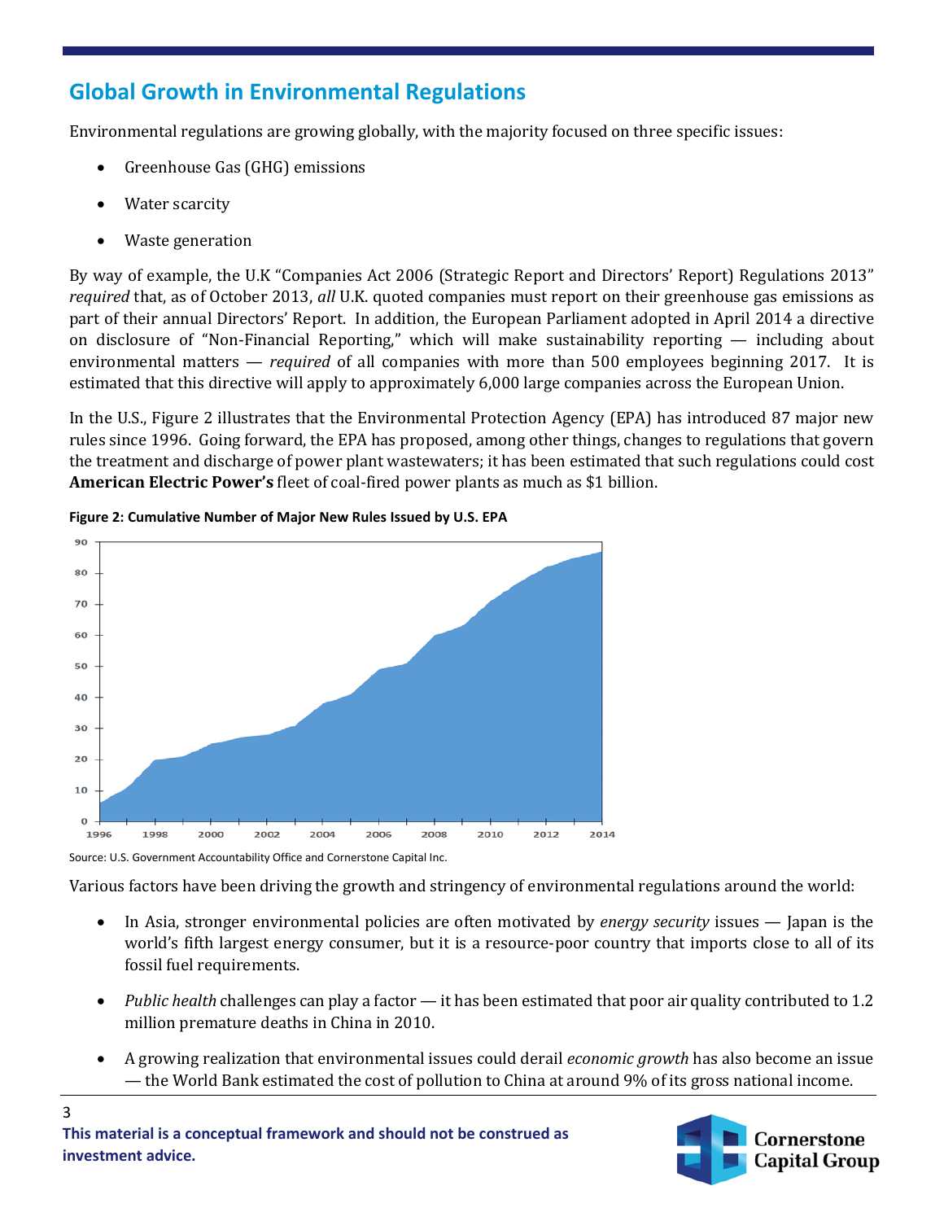## Global Growth in Environmental Regulations

Environmental regulations are growing globally, with the majority focused on three specific issues:

- Greenhouse Gas (GHG) emissions
- Water scarcity
- Waste generation

By way of example, the U.K "Companies Act 2006 (Strategic Report and Directors' Report) Regulations 2013" *required* that, as of October 2013, *all* U.K. quoted companies must report on their greenhouse gas emissions as part of their annual Directors' Report. In addition, the European Parliament adopted in April 2014 a directive on disclosure of "Non-Financial Reporting," which will make sustainability reporting — including about environmental matters — *required* of all companies with more than 500 employees beginning 2017. It is estimated that this directive will apply to approximately 6,000 large companies across the European Union.

In the U.S., Figure 2 illustrates that the Environmental Protection Agency (EPA) has introduced 87 major new rules since 1996. Going forward, the EPA has proposed, among other things, changes to regulations that govern the treatment and discharge of power plant wastewaters; it has been estimated that such regulations could cost **American Electric Power's** fleet of coal-fired power plants as much as $1 billion.

**Figure 2: Cumulative Number of Major New Rules Issued by U.S. EPA**

Source: U.S. Government Accountability Office and Cornerstone Capital Inc.

Various factors have been driving the growth and stringency of environmental regulations around the world:

- In Asia, stronger environmental policies are often motivated by *energy security* issues — Japan is the world's fifth largest energy consumer, but it is a resource-poor country that imports close to all of its fossil fuel requirements.
- *Public health* challenges can play a factor — it has been estimated that poor air quality contributed to 1.2 million premature deaths in China in 2010.
- A growing realization that environmental issues could derail *economic growth* has also become an issue — the World Bank estimated the cost of pollution to China at around 9% of its gross national income.

**This material is a conceptual framework and should not be construed as investment advice.**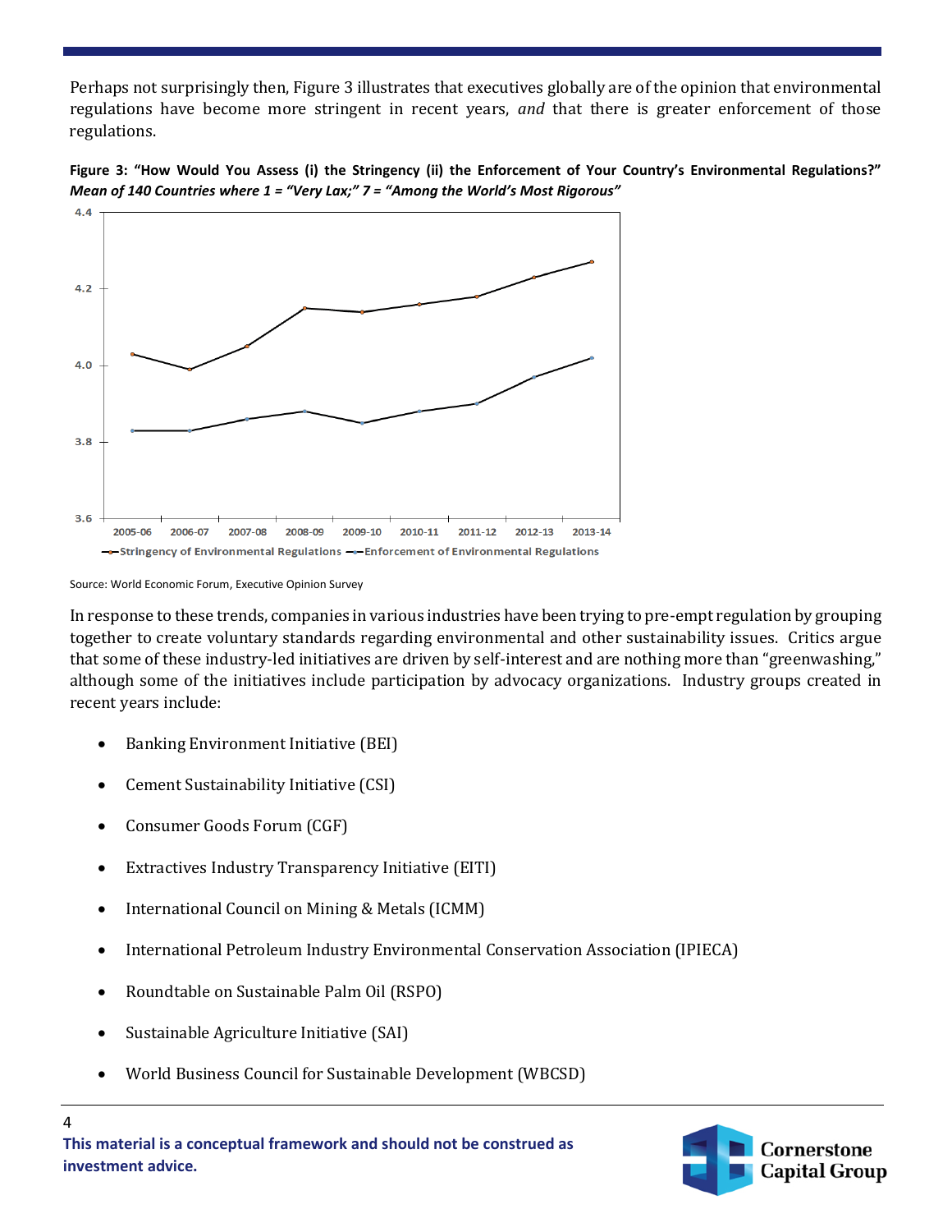Perhaps not surprisingly then, Figure 3 illustrates that executives globally are of the opinion that environmental regulations have become more stringent in recent years, *and* that there is greater enforcement of those regulations.

**Figure 3: "How Would You Assess (i) the Stringency (ii) the Enforcement of Your Country's Environmental Regulations?"** ***Mean of 140 Countries where 1 = "Very Lax;" 7 = "Among the World's Most Rigorous"***

Source: World Economic Forum, Executive Opinion Survey

In response to these trends, companies in various industries have been trying to pre-empt regulation by grouping together to create voluntary standards regarding environmental and other sustainability issues. Critics argue that some of these industry-led initiatives are driven by self-interest and are nothing more than "greenwashing," although some of the initiatives include participation by advocacy organizations. Industry groups created in recent years include:

- Banking Environment Initiative (BEI)
- Cement Sustainability Initiative (CSI)
- Consumer Goods Forum (CGF)
- Extractives Industry Transparency Initiative (EITI)
- International Council on Mining & Metals (ICMM)
- International Petroleum Industry Environmental Conservation Association (IPIECA)
- Roundtable on Sustainable Palm Oil (RSPO)
- Sustainable Agriculture Initiative (SAI)
- World Business Council for Sustainable Development (WBCSD)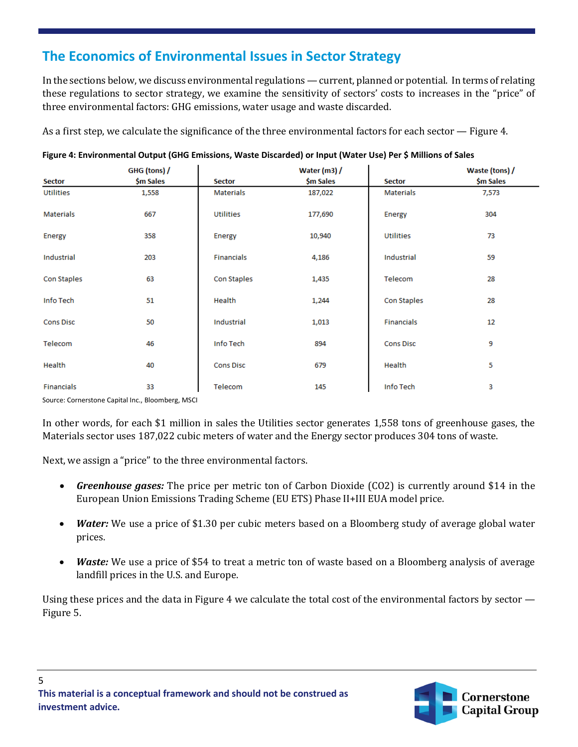## The Economics of Environmental Issues in Sector Strategy

In the sections below, we discuss environmental regulations — current, planned or potential. In terms of relating these regulations to sector strategy, we examine the sensitivity of sectors' costs to increases in the "price" of three environmental factors: GHG emissions, water usage and waste discarded.

As a first step, we calculate the significance of the three environmental factors for each sector — Figure 4.

**Figure 4: Environmental Output (GHG Emissions, Waste Discarded) or Input (Water Use) Per $ Millions of Sales**

| Sector | GHG (tons) / $m Sales | Sector | Water (m3) / $m Sales | Sector | Waste (tons) / $m Sales |
|---|---|---|---|---|---|
| Utilities | 1,558 | Materials | 187,022 | Materials | 7,573 |
| Materials | 667 | Utilities | 177,690 | Energy | 304 |
| Energy | 358 | Energy | 10,940 | Utilities | 73 |
| Industrial | 203 | Financials | 4,186 | Industrial | 59 |
| Con Staples | 63 | Con Staples | 1,435 | Telecom | 28 |
| Info Tech | 51 | Health | 1,244 | Con Staples | 28 |
| Cons Disc | 50 | Industrial | 1,013 | Financials | 12 |
| Telecom | 46 | Info Tech | 894 | Cons Disc | 9 |
| Health | 40 | Cons Disc | 679 | Health | 5 |
| Financials | 33 | Telecom | 145 | Info Tech | 3 |

Source: Cornerstone Capital Inc., Bloomberg, MSCI

In other words, for each $1 million in sales the Utilities sector generates 1,558 tons of greenhouse gases, the Materials sector uses 187,022 cubic meters of water and the Energy sector produces 304 tons of waste.

Next, we assign a "price" to the three environmental factors.

- ***Greenhouse gases:*** The price per metric ton of Carbon Dioxide ($CO_2$) is currently around $14 in the European Union Emissions Trading Scheme (EU ETS) Phase II+III EUA model price.
- ***Water:*** We use a price of $1.30 per cubic meters based on a Bloomberg study of average global water prices.
- ***Waste:*** We use a price of $54 to treat a metric ton of waste based on a Bloomberg analysis of average landfill prices in the U.S. and Europe.

Using these prices and the data in Figure 4 we calculate the total cost of the environmental factors by sector — Figure 5.

**This material is a conceptual framework and should not be construed as investment advice.**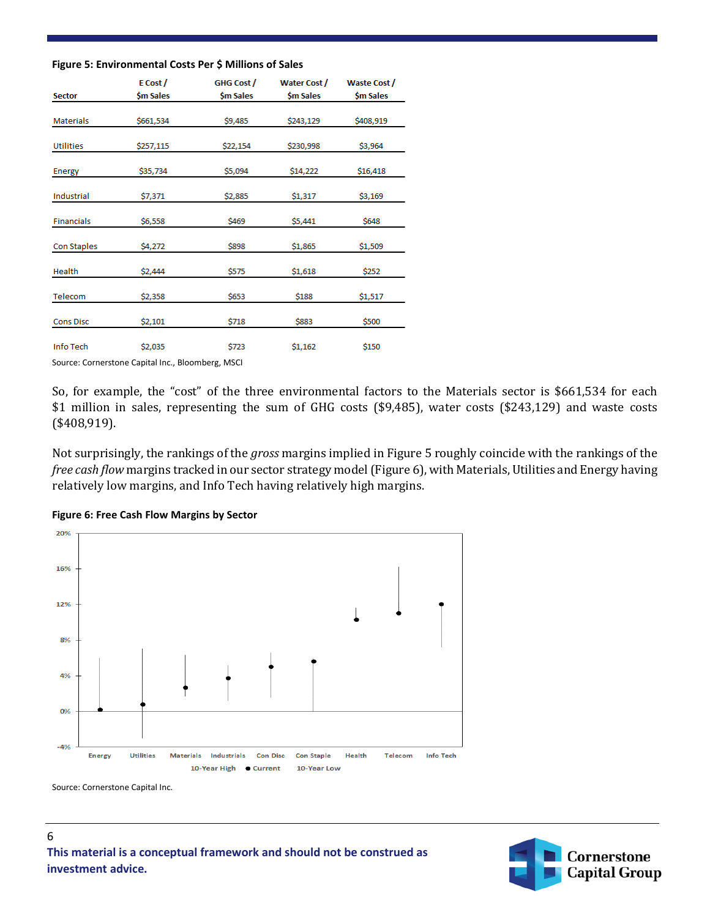**Figure 5: Environmental Costs Per $ Millions of Sales**

| Sector | E Cost / $m Sales | GHG Cost / $m Sales | Water Cost / $m Sales | Waste Cost / $m Sales |
|---|---|---|---|---|
| Materials | $661,534 | $9,485 | $243,129 | $408,919 |
| Utilities | $257,115 | $22,154 | $230,998 | $3,964 |
| Energy | $35,734 | $5,094 | $14,222 | $16,418 |
| Industrial | $7,371 | $2,885 | $1,317 | $3,169 |
| Financials | $6,558 | $469 | $5,441 | $648 |
| Con Staples | $4,272 | $898 | $1,865 | $1,509 |
| Health | $2,444 | $575 | $1,618 | $252 |
| Telecom | $2,358 | $653 | $188 | $1,517 |
| Cons Disc | $2,101 | $718 | $883 | $500 |
| Info Tech | $2,035 | $723 | $1,162 | $150 |

Source: Cornerstone Capital Inc., Bloomberg, MSCI

So, for example, the "cost" of the three environmental factors to the Materials sector is $661,534 for each $1 million in sales, representing the sum of GHG costs ($9,485), water costs ($243,129) and waste costs ($408,919).

Not surprisingly, the rankings of the *gross* margins implied in Figure 5 roughly coincide with the rankings of the *free cash flow* margins tracked in our sector strategy model (Figure 6), with Materials, Utilities and Energy having relatively low margins, and Info Tech having relatively high margins.

**Figure 6: Free Cash Flow Margins by Sector**

Source: Cornerstone Capital Inc.

**This material is a conceptual framework and should not be construed as investment advice.**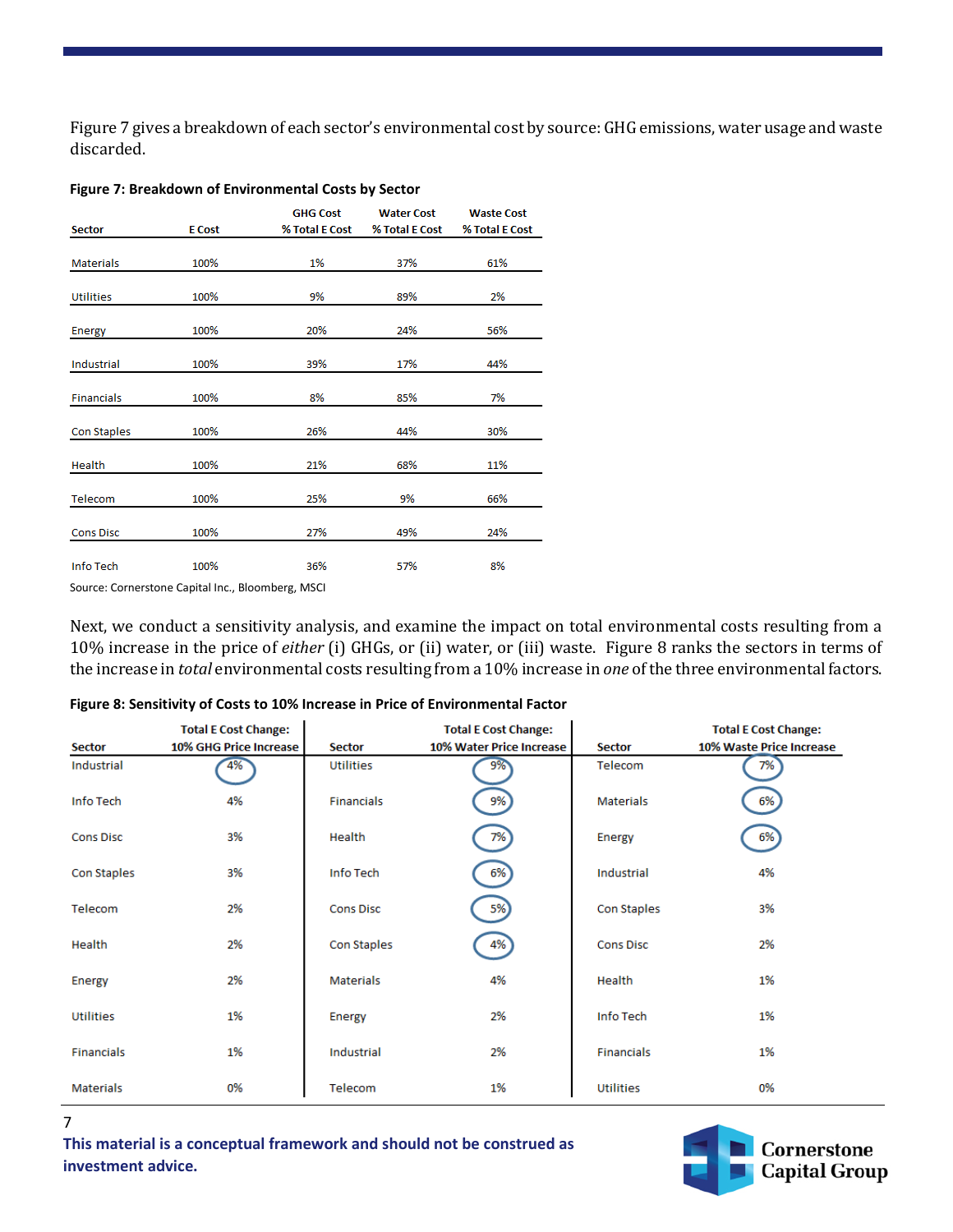Figure 7 gives a breakdown of each sector's environmental cost by source: GHG emissions, water usage and waste discarded.

**Figure 7: Breakdown of Environmental Costs by Sector**

| Sector | E Cost | GHG Cost % Total E Cost | Water Cost % Total E Cost | Waste Cost % Total E Cost |
|---|---|---|---|---|
| Materials | 100% | 1% | 37% | 61% |
| Utilities | 100% | 9% | 89% | 2% |
| Energy | 100% | 20% | 24% | 56% |
| Industrial | 100% | 39% | 17% | 44% |
| Financials | 100% | 8% | 85% | 7% |
| Con Staples | 100% | 26% | 44% | 30% |
| Health | 100% | 21% | 68% | 11% |
| Telecom | 100% | 25% | 9% | 66% |
| Cons Disc | 100% | 27% | 49% | 24% |
| Info Tech | 100% | 36% | 57% | 8% |

Source: Cornerstone Capital Inc., Bloomberg, MSCI

Next, we conduct a sensitivity analysis, and examine the impact on total environmental costs resulting from a 10% increase in the price of *either* (i) GHGs, or (ii) water, or (iii) waste. Figure 8 ranks the sectors in terms of the increase in *total* environmental costs resulting from a 10% increase in *one* of the three environmental factors.

**Figure 8: Sensitivity of Costs to 10% Increase in Price of Environmental Factor**

| Sector | Total E Cost Change: 10% GHG Price Increase | Sector | Total E Cost Change: 10% Water Price Increase | Sector | Total E Cost Change: 10% Waste Price Increase |
|---|---|---|---|---|---|
| Industrial | 4% | Utilities | 9% | Telecom | 7% |
| Info Tech | 4% | Financials | 9% | Materials | 6% |
| Cons Disc | 3% | Health | 7% | Energy | 6% |
| Con Staples | 3% | Info Tech | 6% | Industrial | 4% |
| Telecom | 2% | Cons Disc | 5% | Con Staples | 3% |
| Health | 2% | Con Staples | 4% | Cons Disc | 2% |
| Energy | 2% | Materials | 4% | Health | 1% |
| Utilities | 1% | Energy | 2% | Info Tech | 1% |
| Financials | 1% | Industrial | 2% | Financials | 1% |
| Materials | 0% | Telecom | 1% | Utilities | 0% |

**This material is a conceptual framework and should not be construed as investment advice.**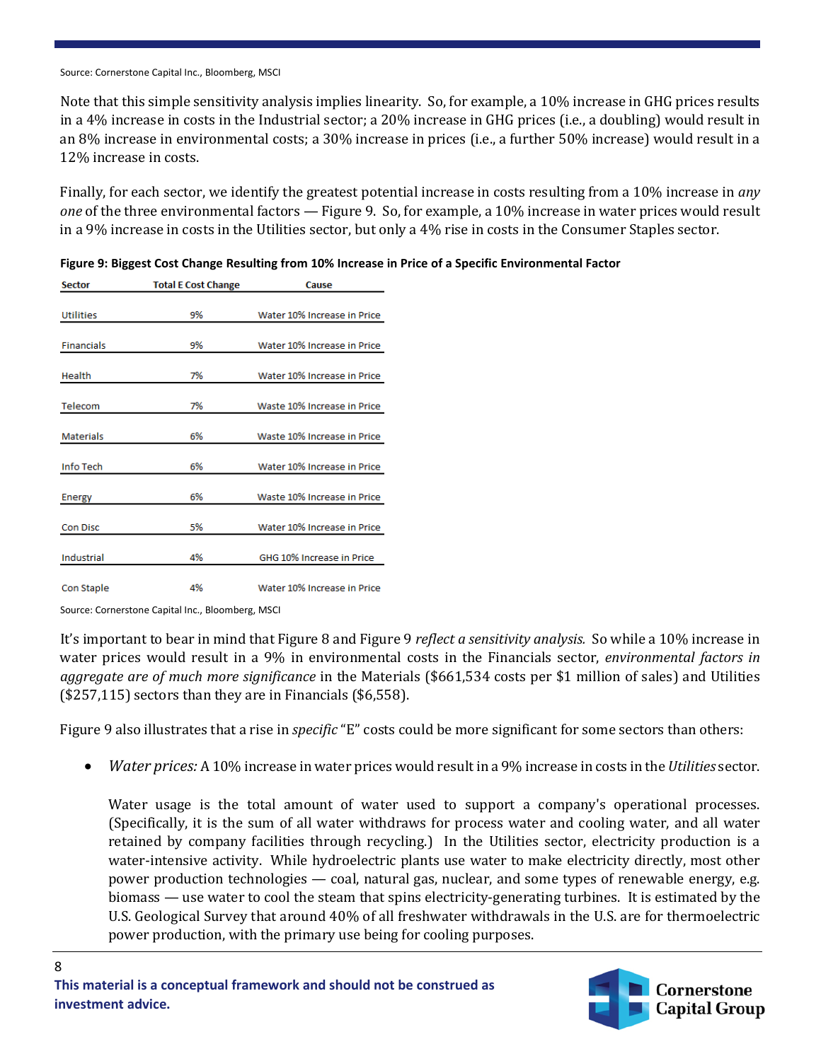Source: Cornerstone Capital Inc., Bloomberg, MSCI

Note that this simple sensitivity analysis implies linearity. So, for example, a 10% increase in GHG prices results in a 4% increase in costs in the Industrial sector; a 20% increase in GHG prices (i.e., a doubling) would result in an 8% increase in environmental costs; a 30% increase in prices (i.e., a further 50% increase) would result in a 12% increase in costs.

Finally, for each sector, we identify the greatest potential increase in costs resulting from a 10% increase in *any one* of the three environmental factors — Figure 9. So, for example, a 10% increase in water prices would result in a 9% increase in costs in the Utilities sector, but only a 4% rise in costs in the Consumer Staples sector.

**Figure 9: Biggest Cost Change Resulting from 10% Increase in Price of a Specific Environmental Factor**

| Sector | Total E Cost Change | Cause |
|---|---|---|
| Utilities | 9% | Water 10% Increase in Price |
| Financials | 9% | Water 10% Increase in Price |
| Health | 7% | Water 10% Increase in Price |
| Telecom | 7% | Waste 10% Increase in Price |
| Materials | 6% | Waste 10% Increase in Price |
| Info Tech | 6% | Water 10% Increase in Price |
| Energy | 6% | Waste 10% Increase in Price |
| Con Disc | 5% | Water 10% Increase in Price |
| Industrial | 4% | GHG 10% Increase in Price |
| Con Staple | 4% | Water 10% Increase in Price |

Source: Cornerstone Capital Inc., Bloomberg, MSCI

It's important to bear in mind that Figure 8 and Figure 9 *reflect a sensitivity analysis.* So while a 10% increase in water prices would result in a 9% in environmental costs in the Financials sector, *environmental factors in aggregate are of much more significance* in the Materials ($661,534 costs per $1 million of sales) and Utilities ($257,115) sectors than they are in Financials ($6,558).

Figure 9 also illustrates that a rise in *specific* "E" costs could be more significant for some sectors than others:

- *Water prices:* A 10% increase in water prices would result in a 9% increase in costs in the *Utilities* sector.

  Water usage is the total amount of water used to support a company's operational processes. (Specifically, it is the sum of all water withdraws for process water and cooling water, and all water retained by company facilities through recycling.) In the Utilities sector, electricity production is a water-intensive activity. While hydroelectric plants use water to make electricity directly, most other power production technologies — coal, natural gas, nuclear, and some types of renewable energy, e.g. biomass — use water to cool the steam that spins electricity-generating turbines. It is estimated by the U.S. Geological Survey that around 40% of all freshwater withdrawals in the U.S. are for thermoelectric power production, with the primary use being for cooling purposes.

**This material is a conceptual framework and should not be construed as investment advice.**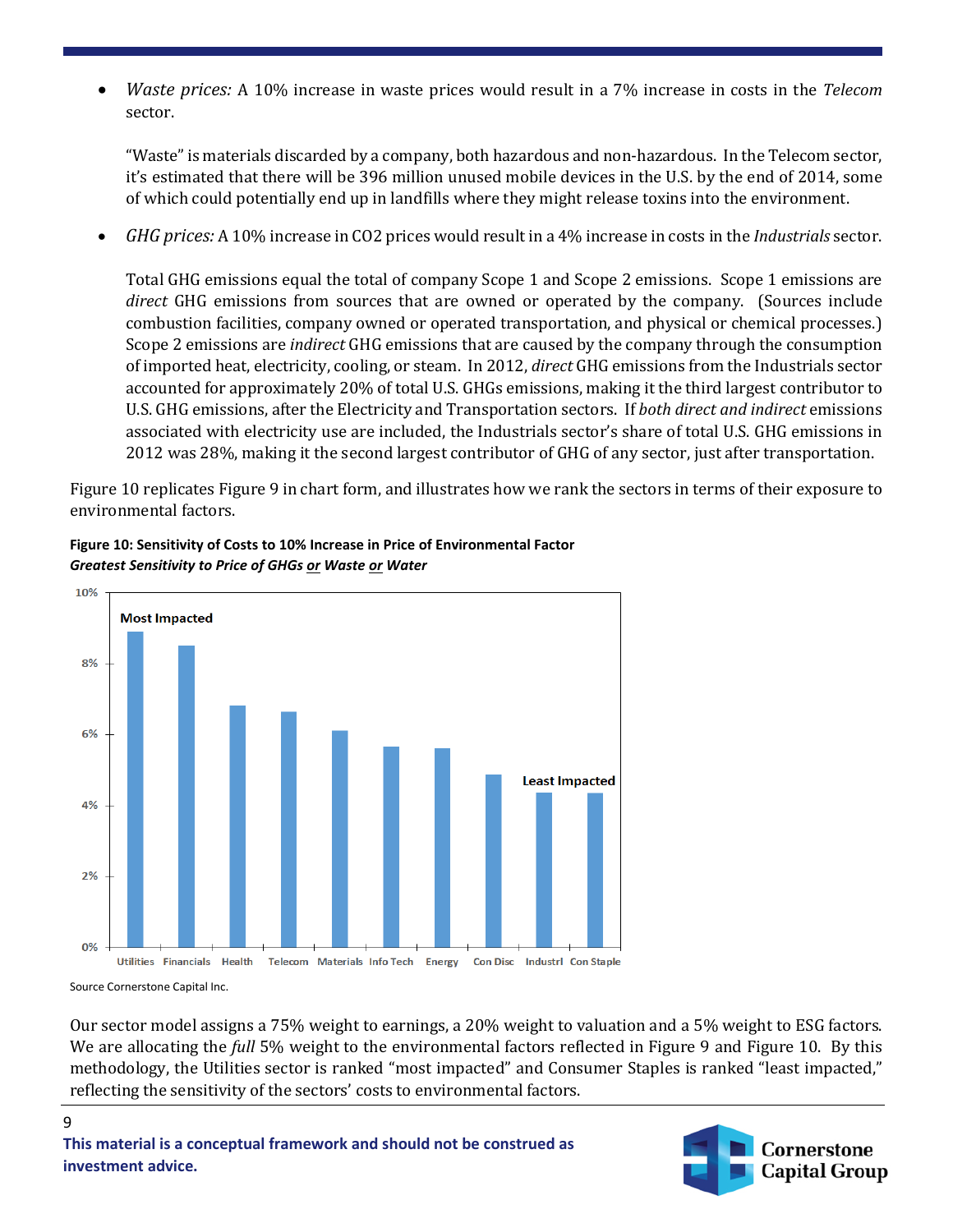- *Waste prices:* A 10% increase in waste prices would result in a 7% increase in costs in the *Telecom* sector.

  "Waste" is materials discarded by a company, both hazardous and non-hazardous. In the Telecom sector, it's estimated that there will be 396 million unused mobile devices in the U.S. by the end of 2014, some of which could potentially end up in landfills where they might release toxins into the environment.

- *GHG prices:* A 10% increase in $CO_2$ prices would result in a 4% increase in costs in the *Industrials* sector.

  Total GHG emissions equal the total of company Scope 1 and Scope 2 emissions. Scope 1 emissions are *direct* GHG emissions from sources that are owned or operated by the company. (Sources include combustion facilities, company owned or operated transportation, and physical or chemical processes.) Scope 2 emissions are *indirect* GHG emissions that are caused by the company through the consumption of imported heat, electricity, cooling, or steam. In 2012, *direct* GHG emissions from the Industrials sector accounted for approximately 20% of total U.S. GHGs emissions, making it the third largest contributor to U.S. GHG emissions, after the Electricity and Transportation sectors. If *both direct and indirect* emissions associated with electricity use are included, the Industrials sector's share of total U.S. GHG emissions in 2012 was 28%, making it the second largest contributor of GHG of any sector, just after transportation.

Figure 10 replicates Figure 9 in chart form, and illustrates how we rank the sectors in terms of their exposure to environmental factors.

**Figure 10: Sensitivity of Costs to 10% Increase in Price of Environmental Factor**
***Greatest Sensitivity to Price of GHGs or Waste or Water***

Most Impacted | Least Impacted

Utilities, Financials, Health, Telecom, Materials, Info Tech, Energy, Con Disc, Industrl, Con Staple

Source Cornerstone Capital Inc.

Our sector model assigns a 75% weight to earnings, a 20% weight to valuation and a 5% weight to ESG factors. We are allocating the *full* 5% weight to the environmental factors reflected in Figure 9 and Figure 10. By this methodology, the Utilities sector is ranked "most impacted" and Consumer Staples is ranked "least impacted," reflecting the sensitivity of the sectors' costs to environmental factors.

**This material is a conceptual framework and should not be construed as investment advice.**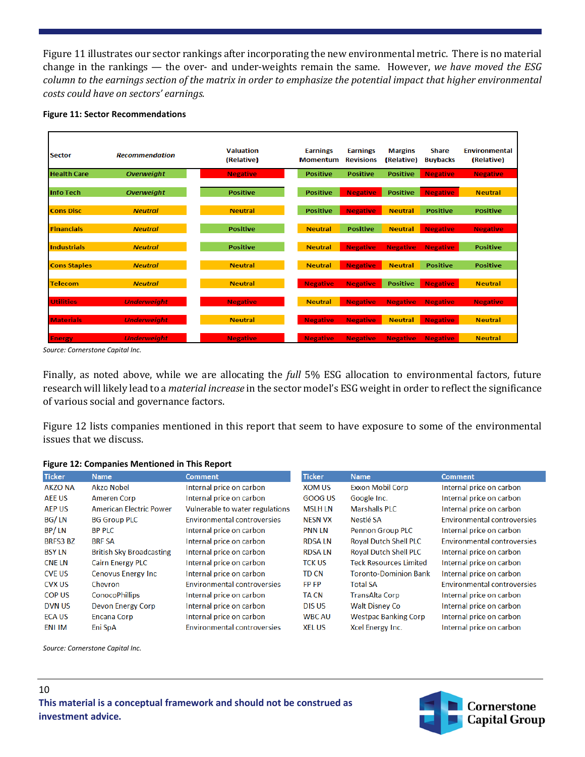Figure 11 illustrates our sector rankings after incorporating the new environmental metric. There is no material change in the rankings — the over- and under-weights remain the same. However, *we have moved the ESG column to the earnings section of the matrix in order to emphasize the potential impact that higher environmental costs could have on sectors' earnings.*

**Figure 11: Sector Recommendations**

| Sector | *Recommendation* | Valuation (Relative) | Earnings Momentum | Earnings Revisions | Margins (Relative) | Share Buybacks | Environmental (Relative) |
|---|---|---|---|---|---|---|---|
| Health Care | *Overweight* | Negative | Positive | Positive | Positive | Negative | Negative |
| Info Tech | *Overweight* | Positive | Positive | Negative | Positive | Negative | Neutral |
| Cons Disc | *Neutral* | Neutral | Positive | Negative | Neutral | Positive | Positive |
| Financials | *Neutral* | Positive | Neutral | Positive | Neutral | Negative | Negative |
| Industrials | *Neutral* | Positive | Neutral | Negative | Negative | Negative | Positive |
| Cons Staples | *Neutral* | Neutral | Neutral | Negative | Neutral | Positive | Positive |
| Telecom | *Neutral* | Neutral | Negative | Negative | Positive | Negative | Neutral |
| Utilities | *Underweight* | Negative | Neutral | Negative | Negative | Negative | Negative |
| Materials | *Underweight* | Neutral | Negative | Negative | Neutral | Negative | Neutral |
| Energy | *Underweight* | Negative | Negative | Negative | Negative | Negative | Neutral |

*Source: Cornerstone Capital Inc.*

Finally, as noted above, while we are allocating the *full* 5% ESG allocation to environmental factors, future research will likely lead to a *material increase* in the sector model's ESG weight in order to reflect the significance of various social and governance factors.

Figure 12 lists companies mentioned in this report that seem to have exposure to some of the environmental issues that we discuss.

**Figure 12: Companies Mentioned in This Report**

| Ticker | Name | Comment |
|---|---|---|
| AKZO NA | Akzo Nobel | Internal price on carbon |
| AEE US | Ameren Corp | Internal price on carbon |
| AEP US | American Electric Power | Vulnerable to water regulations |
| BG/ LN | BG Group PLC | Environmental controversies |
| BP/ LN | BP PLC | Internal price on carbon |
| BRFS3 BZ | BRF SA | Internal price on carbon |
| BSY LN | British Sky Broadcasting | Internal price on carbon |
| CNE LN | Cairn Energy PLC | Internal price on carbon |
| CVE US | Cenovus Energy Inc | Internal price on carbon |
| CVX US | Chevron | Environmental controversies |
| COP US | ConocoPhillips | Internal price on carbon |
| DVN US | Devon Energy Corp | Internal price on carbon |
| ECA US | Encana Corp | Internal price on carbon |
| ENI IM | Eni SpA | Environmental controversies |
| XOM US | Exxon Mobil Corp | Internal price on carbon |
| GOOG US | Google Inc. | Internal price on carbon |
| MSLH LN | Marshalls PLC | Internal price on carbon |
| NESN VX | Nestlé SA | Environmental controversies |
| PNN LN | Pennon Group PLC | Internal price on carbon |
| RDSA LN | Royal Dutch Shell PLC | Environmental controversies |
| RDSA LN | Royal Dutch Shell PLC | Internal price on carbon |
| TCK US | Teck Resources Limited | Internal price on carbon |
| TD CN | Toronto-Dominion Bank | Internal price on carbon |
| FP FP | Total SA | Environmental controversies |
| TA CN | TransAlta Corp | Internal price on carbon |
| DIS US | Walt Disney Co | Internal price on carbon |
| WBC AU | Westpac Banking Corp | Internal price on carbon |
| XEL US | Xcel Energy Inc. | Internal price on carbon |

*Source: Cornerstone Capital Inc.*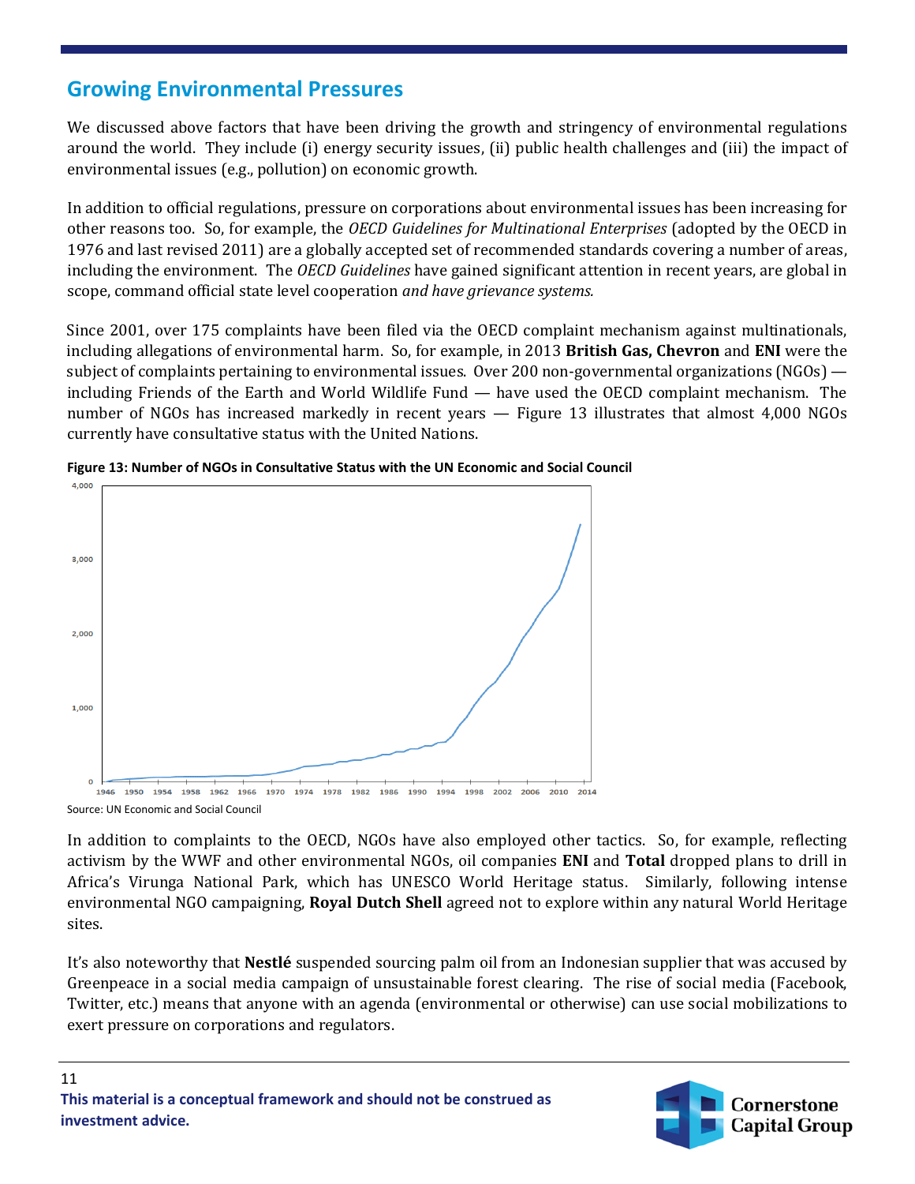## Growing Environmental Pressures

We discussed above factors that have been driving the growth and stringency of environmental regulations around the world. They include (i) energy security issues, (ii) public health challenges and (iii) the impact of environmental issues (e.g., pollution) on economic growth.

In addition to official regulations, pressure on corporations about environmental issues has been increasing for other reasons too. So, for example, the *OECD Guidelines for Multinational Enterprises* (adopted by the OECD in 1976 and last revised 2011) are a globally accepted set of recommended standards covering a number of areas, including the environment. The *OECD Guidelines* have gained significant attention in recent years, are global in scope, command official state level cooperation *and have grievance systems.*

Since 2001, over 175 complaints have been filed via the OECD complaint mechanism against multinationals, including allegations of environmental harm. So, for example, in 2013 **British Gas, Chevron** and **ENI** were the subject of complaints pertaining to environmental issues. Over 200 non-governmental organizations (NGOs) — including Friends of the Earth and World Wildlife Fund — have used the OECD complaint mechanism. The number of NGOs has increased markedly in recent years — Figure 13 illustrates that almost 4,000 NGOs currently have consultative status with the United Nations.

**Figure 13: Number of NGOs in Consultative Status with the UN Economic and Social Council**

Source: UN Economic and Social Council

In addition to complaints to the OECD, NGOs have also employed other tactics. So, for example, reflecting activism by the WWF and other environmental NGOs, oil companies **ENI** and **Total** dropped plans to drill in Africa's Virunga National Park, which has UNESCO World Heritage status. Similarly, following intense environmental NGO campaigning, **Royal Dutch Shell** agreed not to explore within any natural World Heritage sites.

It's also noteworthy that **Nestlé** suspended sourcing palm oil from an Indonesian supplier that was accused by Greenpeace in a social media campaign of unsustainable forest clearing. The rise of social media (Facebook, Twitter, etc.) means that anyone with an agenda (environmental or otherwise) can use social mobilizations to exert pressure on corporations and regulators.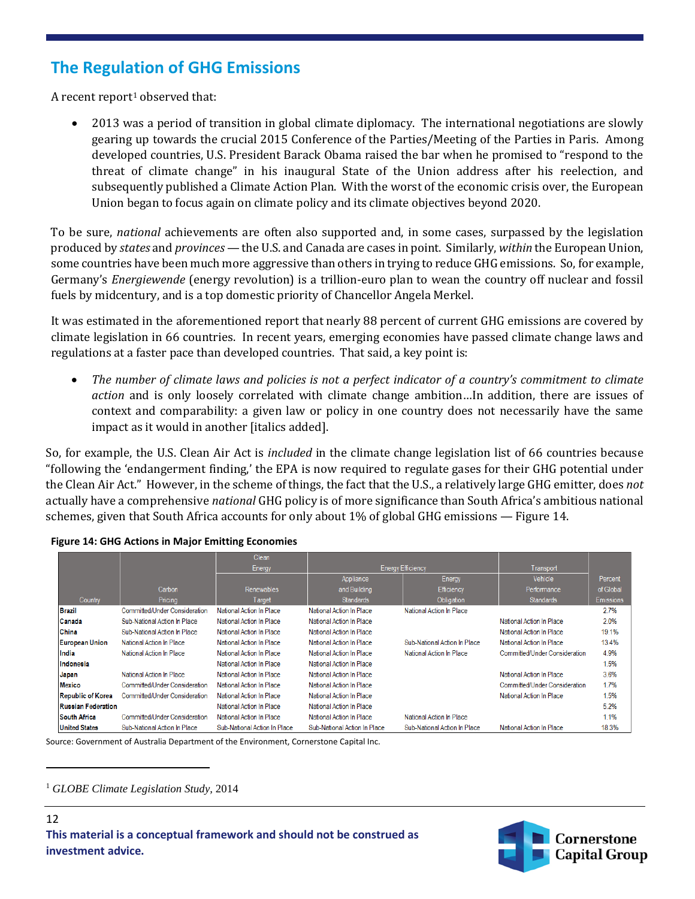## The Regulation of GHG Emissions

A recent report[1] observed that:

- 2013 was a period of transition in global climate diplomacy. The international negotiations are slowly gearing up towards the crucial 2015 Conference of the Parties/Meeting of the Parties in Paris. Among developed countries, U.S. President Barack Obama raised the bar when he promised to "respond to the threat of climate change" in his inaugural State of the Union address after his reelection, and subsequently published a Climate Action Plan. With the worst of the economic crisis over, the European Union began to focus again on climate policy and its climate objectives beyond 2020.

To be sure, *national* achievements are often also supported and, in some cases, surpassed by the legislation produced by *states* and *provinces* — the U.S. and Canada are cases in point. Similarly, *within* the European Union, some countries have been much more aggressive than others in trying to reduce GHG emissions. So, for example, Germany's *Energiewende* (energy revolution) is a trillion-euro plan to wean the country off nuclear and fossil fuels by midcentury, and is a top domestic priority of Chancellor Angela Merkel.

It was estimated in the aforementioned report that nearly 88 percent of current GHG emissions are covered by climate legislation in 66 countries. In recent years, emerging economies have passed climate change laws and regulations at a faster pace than developed countries. That said, a key point is:

- *The number of climate laws and policies is not a perfect indicator of a country's commitment to climate action* and is only loosely correlated with climate change ambition…In addition, there are issues of context and comparability: a given law or policy in one country does not necessarily have the same impact as it would in another [italics added].

So, for example, the U.S. Clean Air Act is *included* in the climate change legislation list of 66 countries because "following the 'endangerment finding,' the EPA is now required to regulate gases for their GHG potential under the Clean Air Act." However, in the scheme of things, the fact that the U.S., a relatively large GHG emitter, does *not* actually have a comprehensive *national* GHG policy is of more significance than South Africa's ambitious national schemes, given that South Africa accounts for only about 1% of global GHG emissions — Figure 14.

**Figure 14: GHG Actions in Major Emitting Economies**

| | | Clean Energy | Energy Efficiency | | Transport | |
|---|---|---|---|---|---|---|
| Country | Carbon Pricing | Renewables Target | Appliance and Building Standards | Energy Efficiency Obligation | Vehicle Performance Standards | Percent of Global Emissions |
| Brazil | Committed/Under Consideration | National Action In Place | National Action In Place | National Action In Place | | 2.7% |
| Canada | Sub-National Action In Place | National Action In Place | National Action In Place | | National Action In Place | 2.0% |
| China | Sub-National Action In Place | National Action In Place | National Action In Place | | National Action In Place | 19.1% |
| European Union | National Action In Place | National Action In Place | National Action In Place | Sub-National Action In Place | National Action In Place | 13.4% |
| India | National Action In Place | National Action In Place | National Action In Place | National Action In Place | Committed/Under Consideration | 4.9% |
| Indonesia | | National Action In Place | National Action In Place | | | 1.5% |
| Japan | National Action In Place | National Action In Place | National Action In Place | | National Action In Place | 3.6% |
| Mexico | Committed/Under Consideration | National Action In Place | National Action In Place | | Committed/Under Consideration | 1.7% |
| Republic of Korea | Committed/Under Consideration | National Action In Place | National Action In Place | | National Action In Place | 1.5% |
| Russian Federation | | National Action In Place | National Action In Place | | | 5.2% |
| South Africa | Committed/Under Consideration | National Action In Place | National Action In Place | National Action In Place | | 1.1% |
| United States | Sub-National Action In Place | Sub-National Action In Place | Sub-National Action In Place | Sub-National Action In Place | National Action In Place | 18.3% |

Source: Government of Australia Department of the Environment, Cornerstone Capital Inc.

[1] *GLOBE Climate Legislation Study*, 2014

This material is a conceptual framework and should not be construed as investment advice.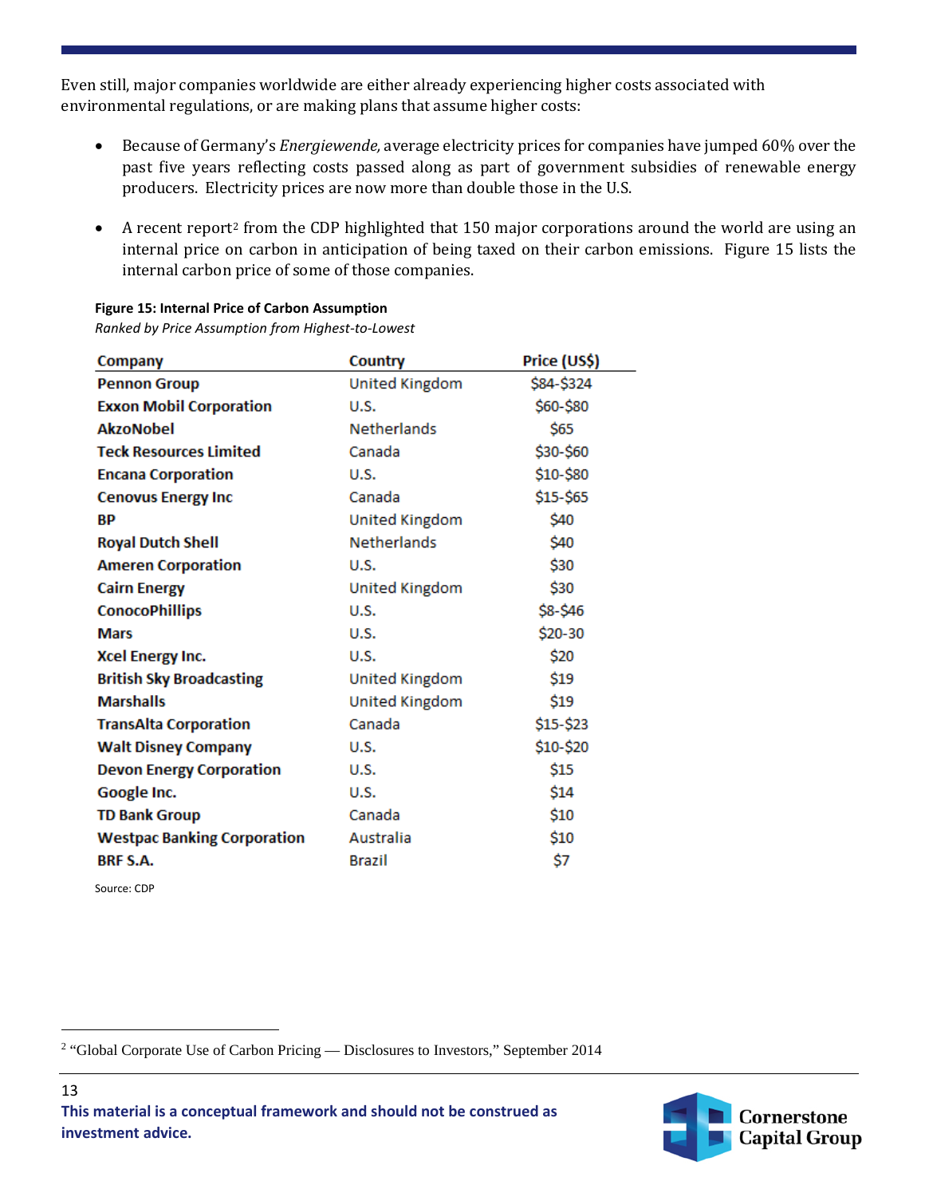Even still, major companies worldwide are either already experiencing higher costs associated with environmental regulations, or are making plans that assume higher costs:

- Because of Germany's *Energiewende,* average electricity prices for companies have jumped 60% over the past five years reflecting costs passed along as part of government subsidies of renewable energy producers. Electricity prices are now more than double those in the U.S.

- A recent report[2] from the CDP highlighted that 150 major corporations around the world are using an internal price on carbon in anticipation of being taxed on their carbon emissions. Figure 15 lists the internal carbon price of some of those companies.

**Figure 15: Internal Price of Carbon Assumption**

*Ranked by Price Assumption from Highest-to-Lowest*

| Company | Country | Price (US$) |
|---|---|---|
| **Pennon Group** | United Kingdom | $84-$324 |
| **Exxon Mobil Corporation** | U.S. | $60-$80 |
| **AkzoNobel** | Netherlands | $65 |
| **Teck Resources Limited** | Canada | $30-$60 |
| **Encana Corporation** | U.S. | $10-$80 |
| **Cenovus Energy Inc** | Canada | $15-$65 |
| **BP** | United Kingdom | $40 |
| **Royal Dutch Shell** | Netherlands | $40 |
| **Ameren Corporation** | U.S. | $30 |
| **Cairn Energy** | United Kingdom | $30 |
| **ConocoPhillips** | U.S. | $8-$46 |
| **Mars** | U.S. | $20-30 |
| **Xcel Energy Inc.** | U.S. | $20 |
| **British Sky Broadcasting** | United Kingdom | $19 |
| **Marshalls** | United Kingdom | $19 |
| **TransAlta Corporation** | Canada | $15-$23 |
| **Walt Disney Company** | U.S. | $10-$20 |
| **Devon Energy Corporation** | U.S. | $15 |
| **Google Inc.** | U.S. | $14 |
| **TD Bank Group** | Canada | $10 |
| **Westpac Banking Corporation** | Australia | $10 |
| **BRF S.A.** | Brazil | $7 |

Source: CDP

[2] "Global Corporate Use of Carbon Pricing — Disclosures to Investors," September 2014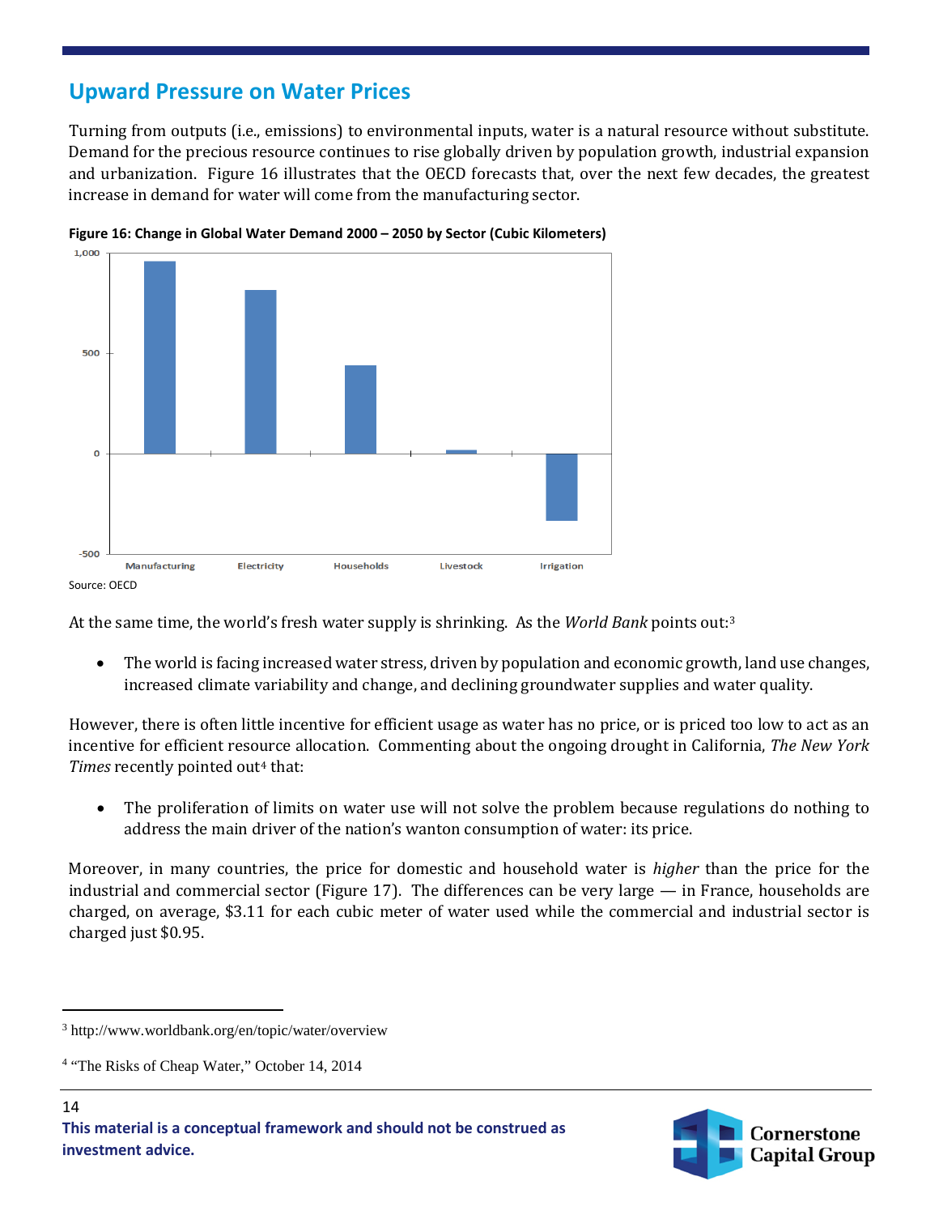## Upward Pressure on Water Prices

Turning from outputs (i.e., emissions) to environmental inputs, water is a natural resource without substitute. Demand for the precious resource continues to rise globally driven by population growth, industrial expansion and urbanization. Figure 16 illustrates that the OECD forecasts that, over the next few decades, the greatest increase in demand for water will come from the manufacturing sector.

**Figure 16: Change in Global Water Demand 2000 – 2050 by Sector (Cubic Kilometers)**

Source: OECD

At the same time, the world's fresh water supply is shrinking. As the *World Bank* points out:[3]

- The world is facing increased water stress, driven by population and economic growth, land use changes, increased climate variability and change, and declining groundwater supplies and water quality.

However, there is often little incentive for efficient usage as water has no price, or is priced too low to act as an incentive for efficient resource allocation. Commenting about the ongoing drought in California, *The New York Times* recently pointed out[4] that:

- The proliferation of limits on water use will not solve the problem because regulations do nothing to address the main driver of the nation's wanton consumption of water: its price.

Moreover, in many countries, the price for domestic and household water is *higher* than the price for the industrial and commercial sector (Figure 17). The differences can be very large — in France, households are charged, on average, $3.11 for each cubic meter of water used while the commercial and industrial sector is charged just $0.95.

---

[3] http://www.worldbank.org/en/topic/water/overview

[4] "The Risks of Cheap Water," October 14, 2014

**This material is a conceptual framework and should not be construed as investment advice.**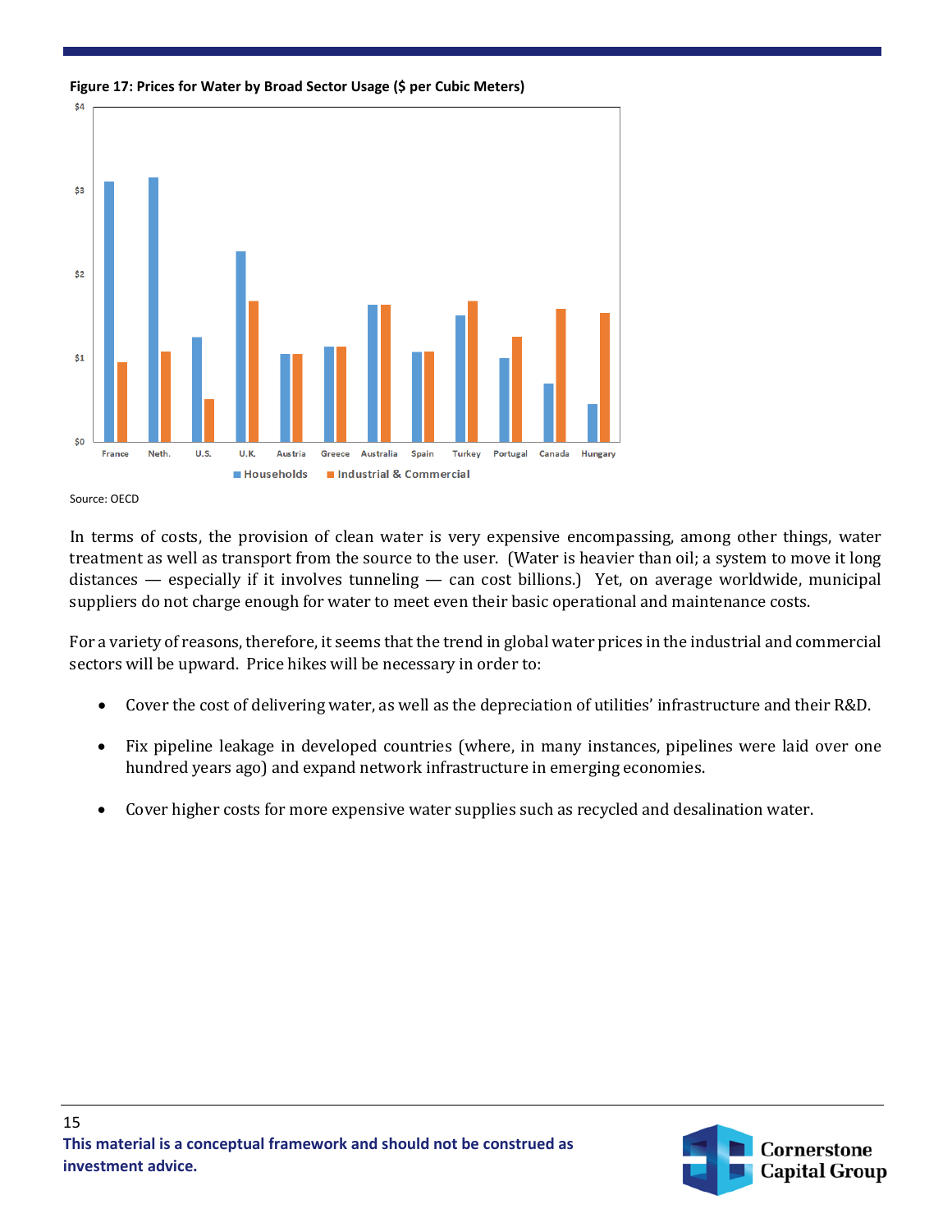**Figure 17: Prices for Water by Broad Sector Usage ($ per Cubic Meters)**

Source: OECD

In terms of costs, the provision of clean water is very expensive encompassing, among other things, water treatment as well as transport from the source to the user. (Water is heavier than oil; a system to move it long distances — especially if it involves tunneling — can cost billions.) Yet, on average worldwide, municipal suppliers do not charge enough for water to meet even their basic operational and maintenance costs.

For a variety of reasons, therefore, it seems that the trend in global water prices in the industrial and commercial sectors will be upward. Price hikes will be necessary in order to:

- Cover the cost of delivering water, as well as the depreciation of utilities' infrastructure and their R&D.
- Fix pipeline leakage in developed countries (where, in many instances, pipelines were laid over one hundred years ago) and expand network infrastructure in emerging economies.
- Cover higher costs for more expensive water supplies such as recycled and desalination water.

**This material is a conceptual framework and should not be construed as investment advice.**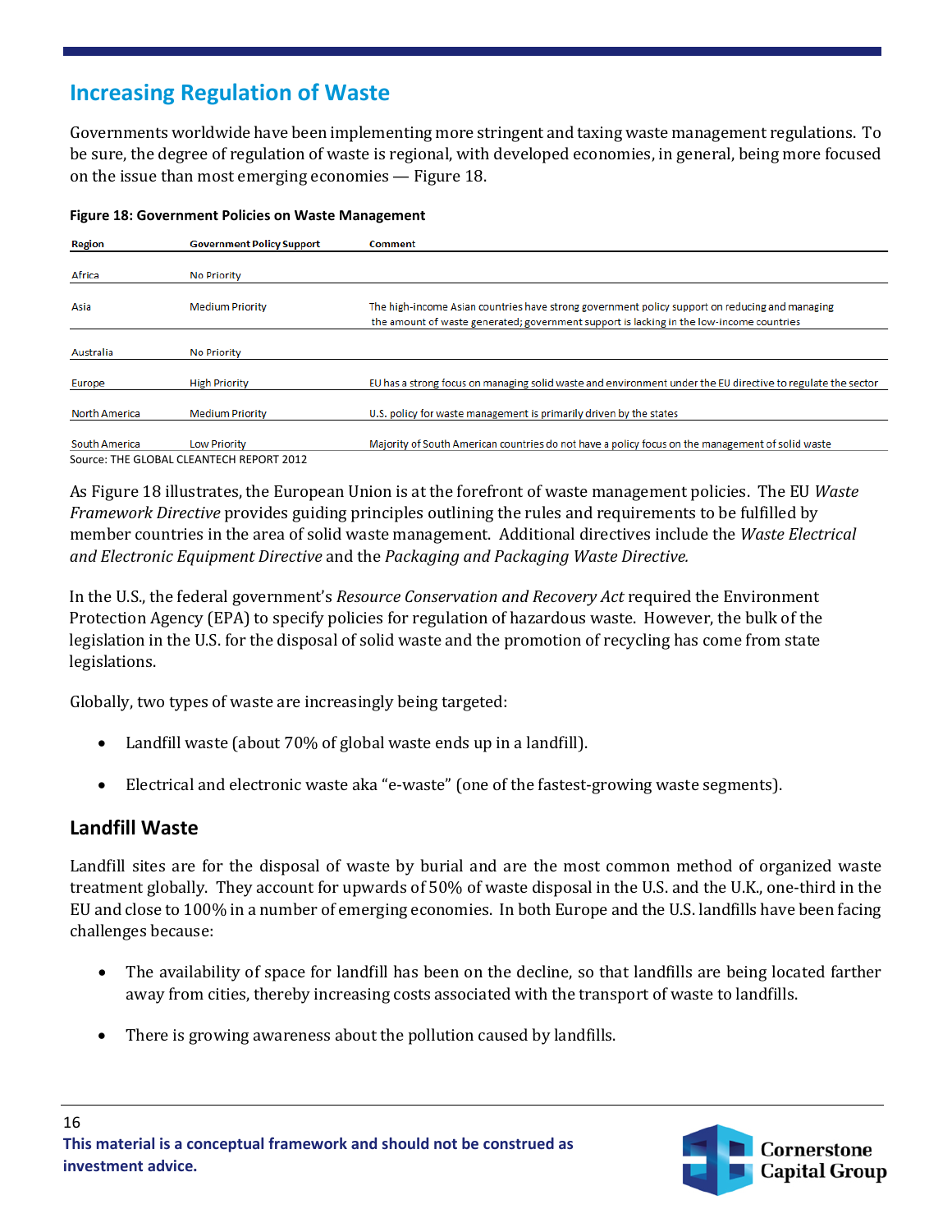## Increasing Regulation of Waste

Governments worldwide have been implementing more stringent and taxing waste management regulations. To be sure, the degree of regulation of waste is regional, with developed economies, in general, being more focused on the issue than most emerging economies — Figure 18.

**Figure 18: Government Policies on Waste Management**

| Region | Government Policy Support | Comment |
|---|---|---|
| Africa | No Priority | |
| Asia | Medium Priority | The high-income Asian countries have strong government policy support on reducing and managing the amount of waste generated; government support is lacking in the low-income countries |
| Australia | No Priority | |
| Europe | High Priority | EU has a strong focus on managing solid waste and environment under the EU directive to regulate the sector |
| North America | Medium Priority | U.S. policy for waste management is primarily driven by the states |
| South America | Low Priority | Majority of South American countries do not have a policy focus on the management of solid waste |

Source: THE GLOBAL CLEANTECH REPORT 2012

As Figure 18 illustrates, the European Union is at the forefront of waste management policies. The EU *Waste Framework Directive* provides guiding principles outlining the rules and requirements to be fulfilled by member countries in the area of solid waste management. Additional directives include the *Waste Electrical and Electronic Equipment Directive* and the *Packaging and Packaging Waste Directive.*

In the U.S., the federal government's *Resource Conservation and Recovery Act* required the Environment Protection Agency (EPA) to specify policies for regulation of hazardous waste. However, the bulk of the legislation in the U.S. for the disposal of solid waste and the promotion of recycling has come from state legislations.

Globally, two types of waste are increasingly being targeted:

- Landfill waste (about 70% of global waste ends up in a landfill).
- Electrical and electronic waste aka "e-waste" (one of the fastest-growing waste segments).

### Landfill Waste

Landfill sites are for the disposal of waste by burial and are the most common method of organized waste treatment globally. They account for upwards of 50% of waste disposal in the U.S. and the U.K., one-third in the EU and close to 100% in a number of emerging economies. In both Europe and the U.S. landfills have been facing challenges because:

- The availability of space for landfill has been on the decline, so that landfills are being located farther away from cities, thereby increasing costs associated with the transport of waste to landfills.
- There is growing awareness about the pollution caused by landfills.

**This material is a conceptual framework and should not be construed as investment advice.**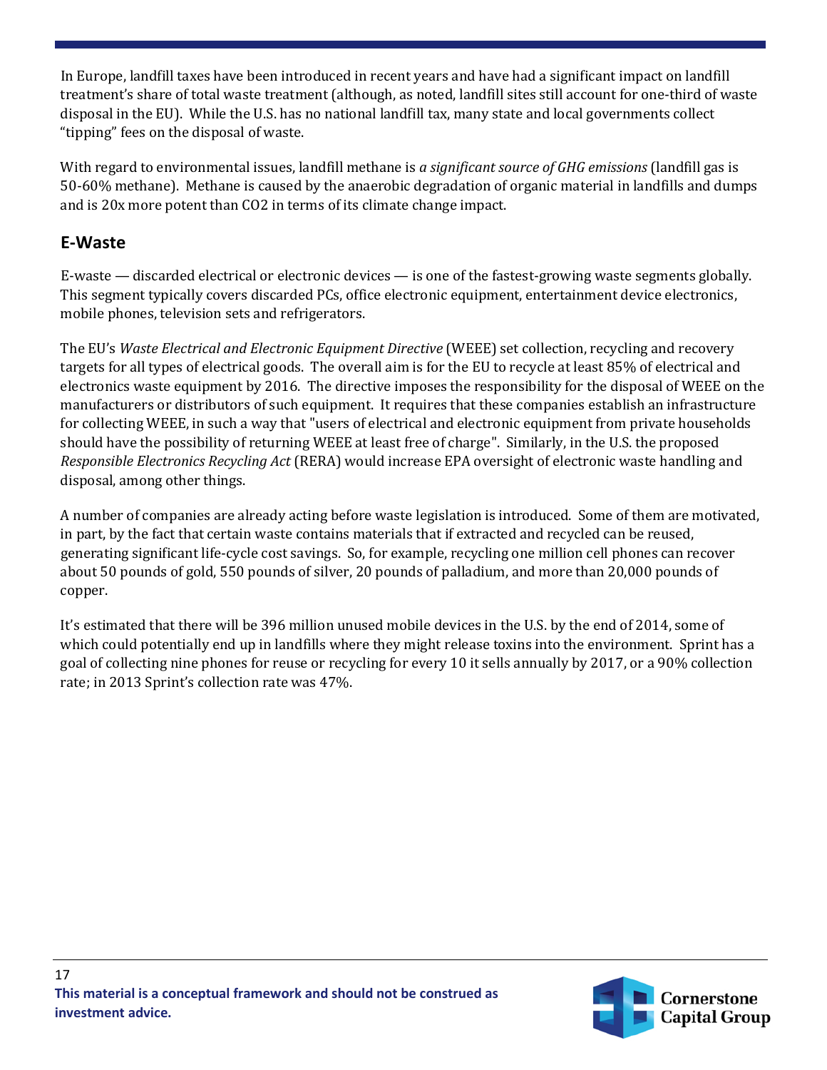In Europe, landfill taxes have been introduced in recent years and have had a significant impact on landfill treatment's share of total waste treatment (although, as noted, landfill sites still account for one-third of waste disposal in the EU). While the U.S. has no national landfill tax, many state and local governments collect "tipping" fees on the disposal of waste.

With regard to environmental issues, landfill methane is *a significant source of GHG emissions* (landfill gas is 50-60% methane). Methane is caused by the anaerobic degradation of organic material in landfills and dumps and is 20x more potent than $CO_2$ in terms of its climate change impact.

## E-Waste

E-waste — discarded electrical or electronic devices — is one of the fastest-growing waste segments globally. This segment typically covers discarded PCs, office electronic equipment, entertainment device electronics, mobile phones, television sets and refrigerators.

The EU's *Waste Electrical and Electronic Equipment Directive* (WEEE) set collection, recycling and recovery targets for all types of electrical goods. The overall aim is for the EU to recycle at least 85% of electrical and electronics waste equipment by 2016. The directive imposes the responsibility for the disposal of WEEE on the manufacturers or distributors of such equipment. It requires that these companies establish an infrastructure for collecting WEEE, in such a way that "users of electrical and electronic equipment from private households should have the possibility of returning WEEE at least free of charge". Similarly, in the U.S. the proposed *Responsible Electronics Recycling Act* (RERA) would increase EPA oversight of electronic waste handling and disposal, among other things.

A number of companies are already acting before waste legislation is introduced. Some of them are motivated, in part, by the fact that certain waste contains materials that if extracted and recycled can be reused, generating significant life-cycle cost savings. So, for example, recycling one million cell phones can recover about 50 pounds of gold, 550 pounds of silver, 20 pounds of palladium, and more than 20,000 pounds of copper.

It's estimated that there will be 396 million unused mobile devices in the U.S. by the end of 2014, some of which could potentially end up in landfills where they might release toxins into the environment. Sprint has a goal of collecting nine phones for reuse or recycling for every 10 it sells annually by 2017, or a 90% collection rate; in 2013 Sprint's collection rate was 47%.

**This material is a conceptual framework and should not be construed as investment advice.**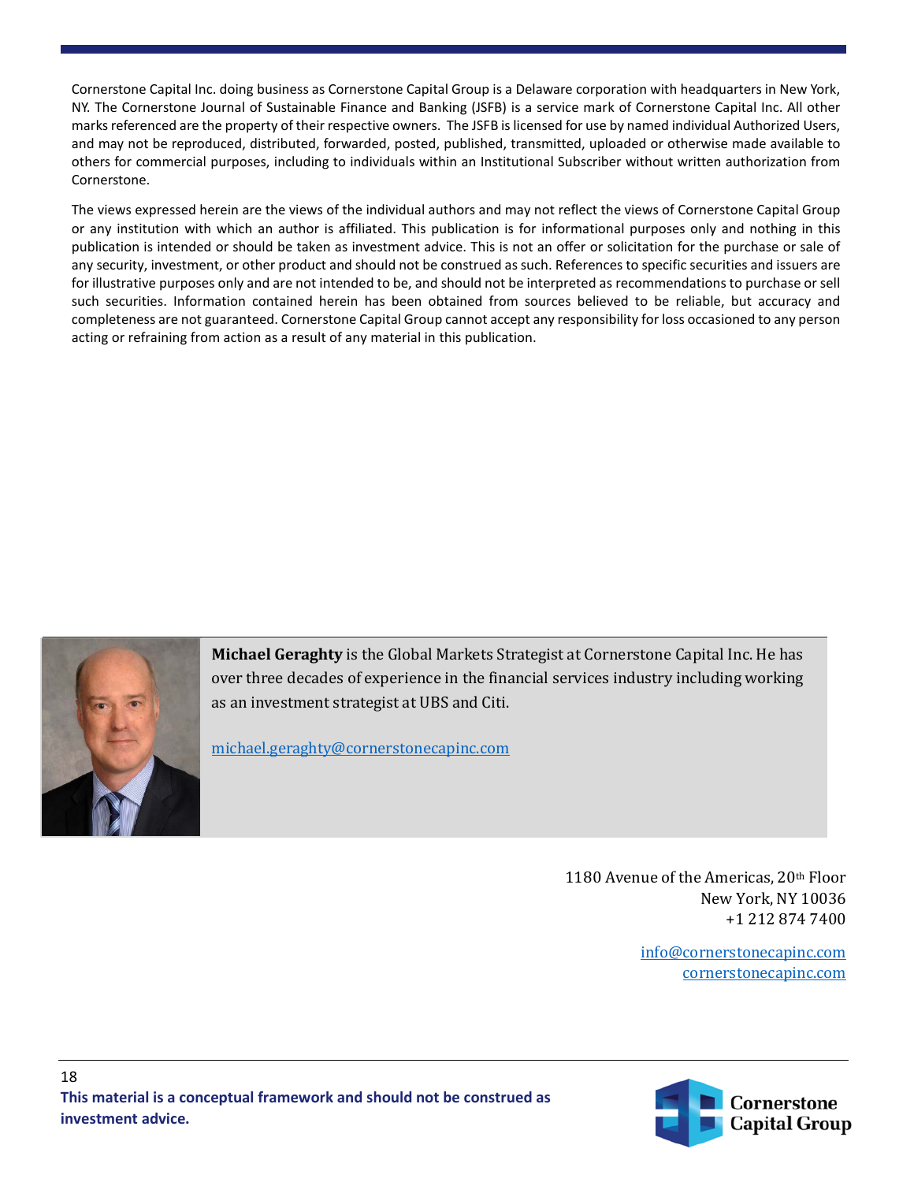Cornerstone Capital Inc. doing business as Cornerstone Capital Group is a Delaware corporation with headquarters in New York, NY. The Cornerstone Journal of Sustainable Finance and Banking (JSFB) is a service mark of Cornerstone Capital Inc. All other marks referenced are the property of their respective owners. The JSFB is licensed for use by named individual Authorized Users, and may not be reproduced, distributed, forwarded, posted, published, transmitted, uploaded or otherwise made available to others for commercial purposes, including to individuals within an Institutional Subscriber without written authorization from Cornerstone.

The views expressed herein are the views of the individual authors and may not reflect the views of Cornerstone Capital Group or any institution with which an author is affiliated. This publication is for informational purposes only and nothing in this publication is intended or should be taken as investment advice. This is not an offer or solicitation for the purchase or sale of any security, investment, or other product and should not be construed as such. References to specific securities and issuers are for illustrative purposes only and are not intended to be, and should not be interpreted as recommendations to purchase or sell such securities. Information contained herein has been obtained from sources believed to be reliable, but accuracy and completeness are not guaranteed. Cornerstone Capital Group cannot accept any responsibility for loss occasioned to any person acting or refraining from action as a result of any material in this publication.

**Michael Geraghty** is the Global Markets Strategist at Cornerstone Capital Inc. He has over three decades of experience in the financial services industry including working as an investment strategist at UBS and Citi.

michael.geraghty@cornerstonecapinc.com

1180 Avenue of the Americas, 20th Floor
New York, NY 10036
+1 212 874 7400

info@cornerstonecapinc.com
cornerstonecapinc.com

**This material is a conceptual framework and should not be construed as investment advice.**

Cornerstone Capital Group